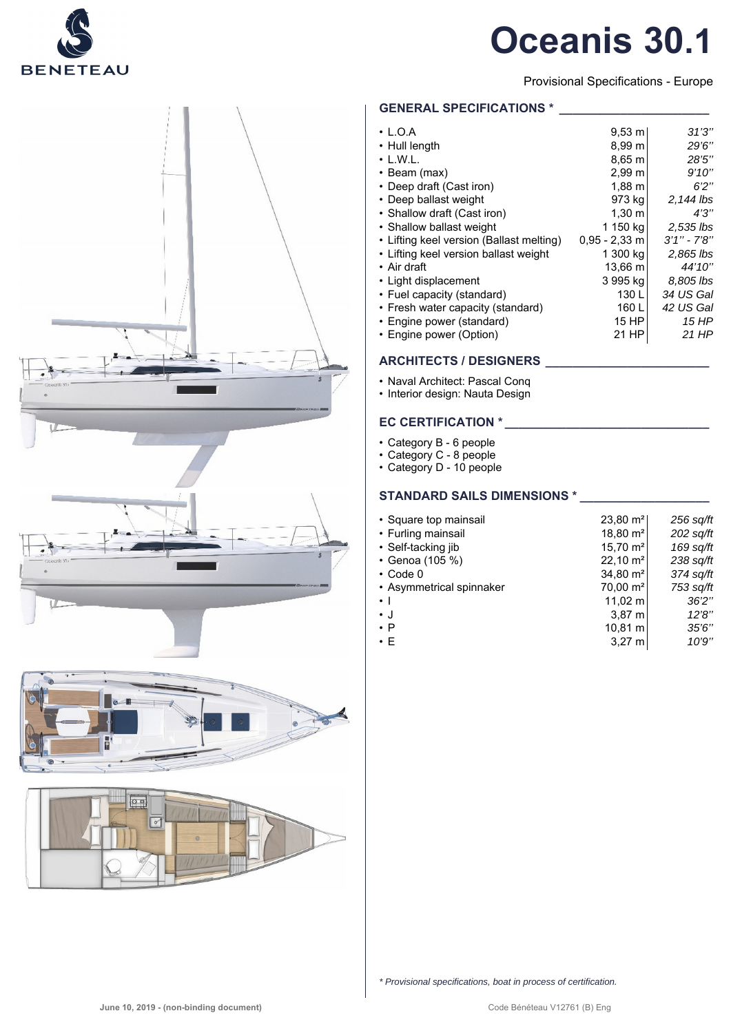BENETEAU

# Oceanis 30.1

Provisional Specifications - Europe

## GENERAL SPECIFICATIONS *

| | | |
|---|---|---|
| • L.O.A | 9,53 m | *31'3''* |
| • Hull length | 8,99 m | *29'6''* |
| • L.W.L. | 8,65 m | *28'5''* |
| • Beam (max) | 2,99 m | *9'10''* |
| • Deep draft (Cast iron) | 1,88 m | *6'2''* |
| • Deep ballast weight | 973 kg | *2,144 lbs* |
| • Shallow draft (Cast iron) | 1,30 m | *4'3''* |
| • Shallow ballast weight | 1 150 kg | *2,535 lbs* |
| • Lifting keel version (Ballast melting) | 0,95 - 2,33 m | *3'1'' - 7'8''* |
| • Lifting keel version ballast weight | 1 300 kg | *2,865 lbs* |
| • Air draft | 13,66 m | *44'10''* |
| • Light displacement | 3 995 kg | *8,805 lbs* |
| • Fuel capacity (standard) | 130 L | *34 US Gal* |
| • Fresh water capacity (standard) | 160 L | *42 US Gal* |
| • Engine power (standard) | 15 HP | *15 HP* |
| • Engine power (Option) | 21 HP | *21 HP* |

## ARCHITECTS / DESIGNERS

- Naval Architect: Pascal Conq
- Interior design: Nauta Design

## EC CERTIFICATION *

- Category B - 6 people
- Category C - 8 people
- Category D - 10 people

## STANDARD SAILS DIMENSIONS *

| | | |
|---|---|---|
| • Square top mainsail | 23,80 m² | *256 sq/ft* |
| • Furling mainsail | 18,80 m² | *202 sq/ft* |
| • Self-tacking jib | 15,70 m² | *169 sq/ft* |
| • Genoa (105 %) | 22,10 m² | *238 sq/ft* |
| • Code 0 | 34,80 m² | *374 sq/ft* |
| • Asymmetrical spinnaker | 70,00 m² | *753 sq/ft* |
| • I | 11,02 m | *36'2''* |
| • J | 3,87 m | *12'8''* |
| • P | 10,81 m | *35'6''* |
| • E | 3,27 m | *10'9''* |

*\* Provisional specifications, boat in process of certification.*

June 10, 2019 - (non-binding document)

Code Bénéteau V12761 (B) Eng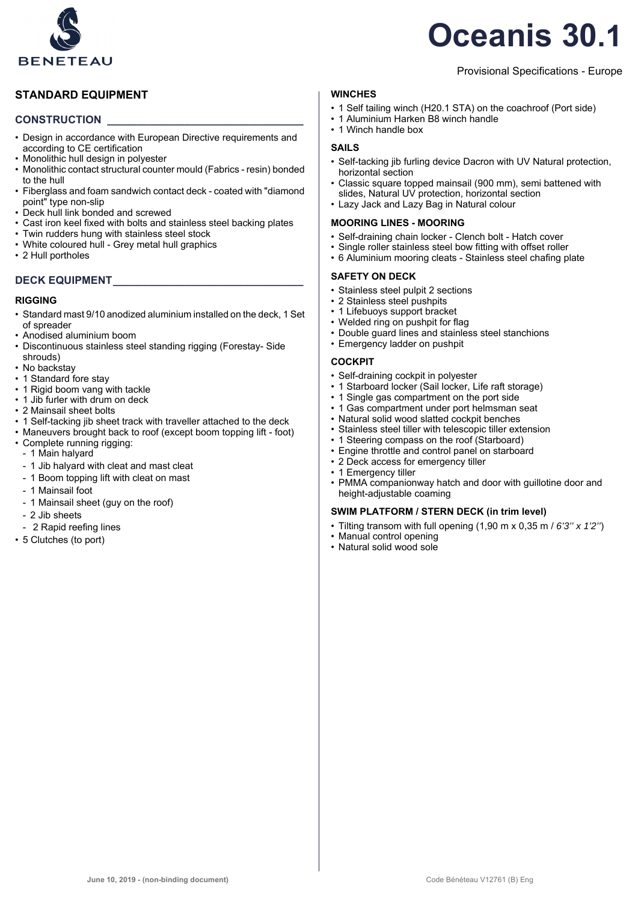# Oceanis 30.1

Provisional Specifications - Europe

## STANDARD EQUIPMENT

### CONSTRUCTION

- Design in accordance with European Directive requirements and according to CE certification
- Monolithic hull design in polyester
- Monolithic contact structural counter mould (Fabrics - resin) bonded to the hull
- Fiberglass and foam sandwich contact deck - coated with "diamond point" type non-slip
- Deck hull link bonded and screwed
- Cast iron keel fixed with bolts and stainless steel backing plates
- Twin rudders hung with stainless steel stock
- White coloured hull - Grey metal hull graphics
- 2 Hull portholes

### DECK EQUIPMENT

#### RIGGING

- Standard mast 9/10 anodized aluminium installed on the deck, 1 Set of spreader
- Anodised aluminium boom
- Discontinuous stainless steel standing rigging (Forestay- Side shrouds)
- No backstay
- 1 Standard fore stay
- 1 Rigid boom vang with tackle
- 1 Jib furler with drum on deck
- 2 Mainsail sheet bolts
- 1 Self-tacking jib sheet track with traveller attached to the deck
- Maneuvers brought back to roof (except boom topping lift - foot)
- Complete running rigging:
  - 1 Main halyard
  - 1 Jib halyard with cleat and mast cleat
  - 1 Boom topping lift with cleat on mast
  - 1 Mainsail foot
  - 1 Mainsail sheet (guy on the roof)
  - 2 Jib sheets
  - 2 Rapid reefing lines
- 5 Clutches (to port)

#### WINCHES

- 1 Self tailing winch (H20.1 STA) on the coachroof (Port side)
- 1 Aluminium Harken B8 winch handle
- 1 Winch handle box

#### SAILS

- Self-tacking jib furling device Dacron with UV Natural protection, horizontal section
- Classic square topped mainsail (900 mm), semi battened with slides, Natural UV protection, horizontal section
- Lazy Jack and Lazy Bag in Natural colour

#### MOORING LINES - MOORING

- Self-draining chain locker - Clench bolt - Hatch cover
- Single roller stainless steel bow fitting with offset roller
- 6 Aluminium mooring cleats - Stainless steel chafing plate

#### SAFETY ON DECK

- Stainless steel pulpit 2 sections
- 2 Stainless steel pushpits
- 1 Lifebuoys support bracket
- Welded ring on pushpit for flag
- Double guard lines and stainless steel stanchions
- Emergency ladder on pushpit

#### COCKPIT

- Self-draining cockpit in polyester
- 1 Starboard locker (Sail locker, Life raft storage)
- 1 Single gas compartment on the port side
- 1 Gas compartment under port helmsman seat
- Natural solid wood slatted cockpit benches
- Stainless steel tiller with telescopic tiller extension
- 1 Steering compass on the roof (Starboard)
- Engine throttle and control panel on starboard
- 2 Deck access for emergency tiller
- 1 Emergency tiller
- PMMA companionway hatch and door with guillotine door and height-adjustable coaming

#### SWIM PLATFORM / STERN DECK (in trim level)

- Tilting transom with full opening (1,90 m x 0,35 m / *6'3'' x 1'2''*)
- Manual control opening
- Natural solid wood sole

June 10, 2019 - (non-binding document)

Code Bénéteau V12761 (B) Eng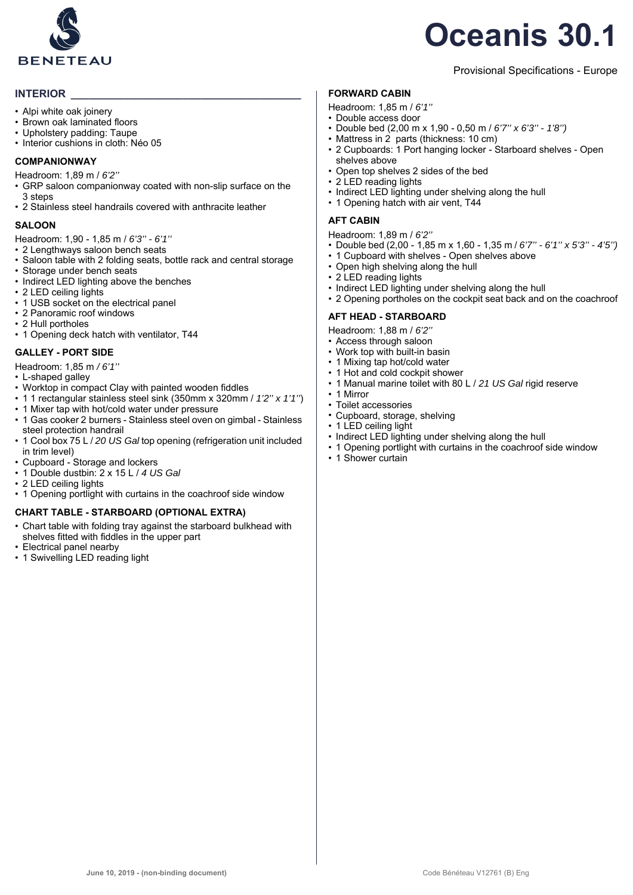# Oceanis 30.1

Provisional Specifications - Europe

## INTERIOR

- Alpi white oak joinery
- Brown oak laminated floors
- Upholstery padding: Taupe
- Interior cushions in cloth: Néo 05

### COMPANIONWAY

Headroom: 1,89 m / *6'2''*

- GRP saloon companionway coated with non-slip surface on the 3 steps
- 2 Stainless steel handrails covered with anthracite leather

### SALOON

Headroom: 1,90 - 1,85 m / *6'3'' - 6'1''*

- 2 Lengthways saloon bench seats
- Saloon table with 2 folding seats, bottle rack and central storage
- Storage under bench seats
- Indirect LED lighting above the benches
- 2 LED ceiling lights
- 1 USB socket on the electrical panel
- 2 Panoramic roof windows
- 2 Hull portholes
- 1 Opening deck hatch with ventilator, T44

### GALLEY - PORT SIDE

Headroom: 1,85 m */ 6'1''*

- L-shaped galley
- Worktop in compact Clay with painted wooden fiddles
- 1 1 rectangular stainless steel sink (350mm x 320mm / *1'2'' x 1'1''*)
- 1 Mixer tap with hot/cold water under pressure
- 1 Gas cooker 2 burners - Stainless steel oven on gimbal - Stainless steel protection handrail
- 1 Cool box 75 L / *20 US Gal* top opening (refrigeration unit included in trim level)
- Cupboard - Storage and lockers
- 1 Double dustbin: 2 x 15 L / *4 US Gal*
- 2 LED ceiling lights
- 1 Opening portlight with curtains in the coachroof side window

### CHART TABLE - STARBOARD (OPTIONAL EXTRA)

- Chart table with folding tray against the starboard bulkhead with shelves fitted with fiddles in the upper part
- Electrical panel nearby
- 1 Swivelling LED reading light

### FORWARD CABIN

Headroom: 1,85 m / *6'1''*

- Double access door
- Double bed (2,00 m x 1,90 - 0,50 m / *6'7'' x 6'3'' - 1'8''*)
- Mattress in 2 parts (thickness: 10 cm)
- 2 Cupboards: 1 Port hanging locker - Starboard shelves - Open shelves above
- Open top shelves 2 sides of the bed
- 2 LED reading lights
- Indirect LED lighting under shelving along the hull
- 1 Opening hatch with air vent, T44

### AFT CABIN

Headroom: 1,89 m / *6'2''*

- Double bed (2,00 - 1,85 m x 1,60 - 1,35 m / *6'7'' - 6'1'' x 5'3'' - 4'5''*)
- 1 Cupboard with shelves - Open shelves above
- Open high shelving along the hull
- 2 LED reading lights
- Indirect LED lighting under shelving along the hull
- 2 Opening portholes on the cockpit seat back and on the coachroof

### AFT HEAD - STARBOARD

Headroom: 1,88 m / *6'2''*

- Access through saloon
- Work top with built-in basin
- 1 Mixing tap hot/cold water
- 1 Hot and cold cockpit shower
- 1 Manual marine toilet with 80 L / *21 US Gal* rigid reserve
- 1 Mirror
- Toilet accessories
- Cupboard, storage, shelving
- 1 LED ceiling light
- Indirect LED lighting under shelving along the hull
- 1 Opening portlight with curtains in the coachroof side window
- 1 Shower curtain

**June 10, 2019 - (non-binding document)**

Code Bénéteau V12761 (B) Eng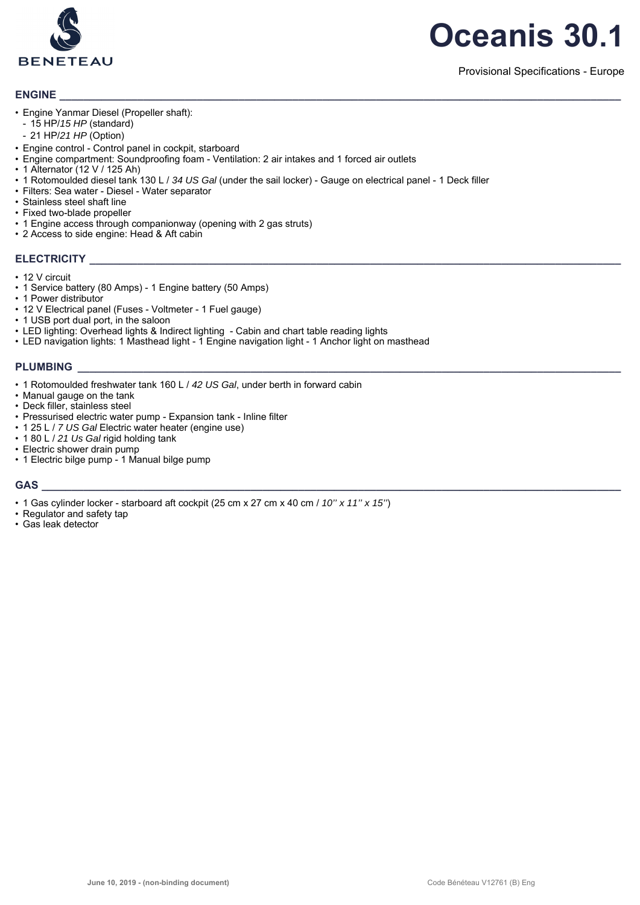# Oceanis 30.1

Provisional Specifications - Europe

## ENGINE

- Engine Yanmar Diesel (Propeller shaft):
  - 15 HP/*15 HP* (standard)
  - 21 HP/*21 HP* (Option)
- Engine control - Control panel in cockpit, starboard
- Engine compartment: Soundproofing foam - Ventilation: 2 air intakes and 1 forced air outlets
- 1 Alternator (12 V / 125 Ah)
- 1 Rotomoulded diesel tank 130 L / *34 US Gal* (under the sail locker) - Gauge on electrical panel - 1 Deck filler
- Filters: Sea water - Diesel - Water separator
- Stainless steel shaft line
- Fixed two-blade propeller
- 1 Engine access through companionway (opening with 2 gas struts)
- 2 Access to side engine: Head & Aft cabin

## ELECTRICITY

- 12 V circuit
- 1 Service battery (80 Amps) - 1 Engine battery (50 Amps)
- 1 Power distributor
- 12 V Electrical panel (Fuses - Voltmeter - 1 Fuel gauge)
- 1 USB port dual port, in the saloon
- LED lighting: Overhead lights & Indirect lighting - Cabin and chart table reading lights
- LED navigation lights: 1 Masthead light - 1 Engine navigation light - 1 Anchor light on masthead

## PLUMBING

- 1 Rotomoulded freshwater tank 160 L / *42 US Gal*, under berth in forward cabin
- Manual gauge on the tank
- Deck filler, stainless steel
- Pressurised electric water pump - Expansion tank - Inline filter
- 1 25 L / *7 US Gal* Electric water heater (engine use)
- 1 80 L / *21 Us Gal* rigid holding tank
- Electric shower drain pump
- 1 Electric bilge pump - 1 Manual bilge pump

## GAS

- 1 Gas cylinder locker - starboard aft cockpit (25 cm x 27 cm x 40 cm / *10'' x 11'' x 15''*)
- Regulator and safety tap
- Gas leak detector

**June 10, 2019 - (non-binding document)**

Code Bénéteau V12761 (B) Eng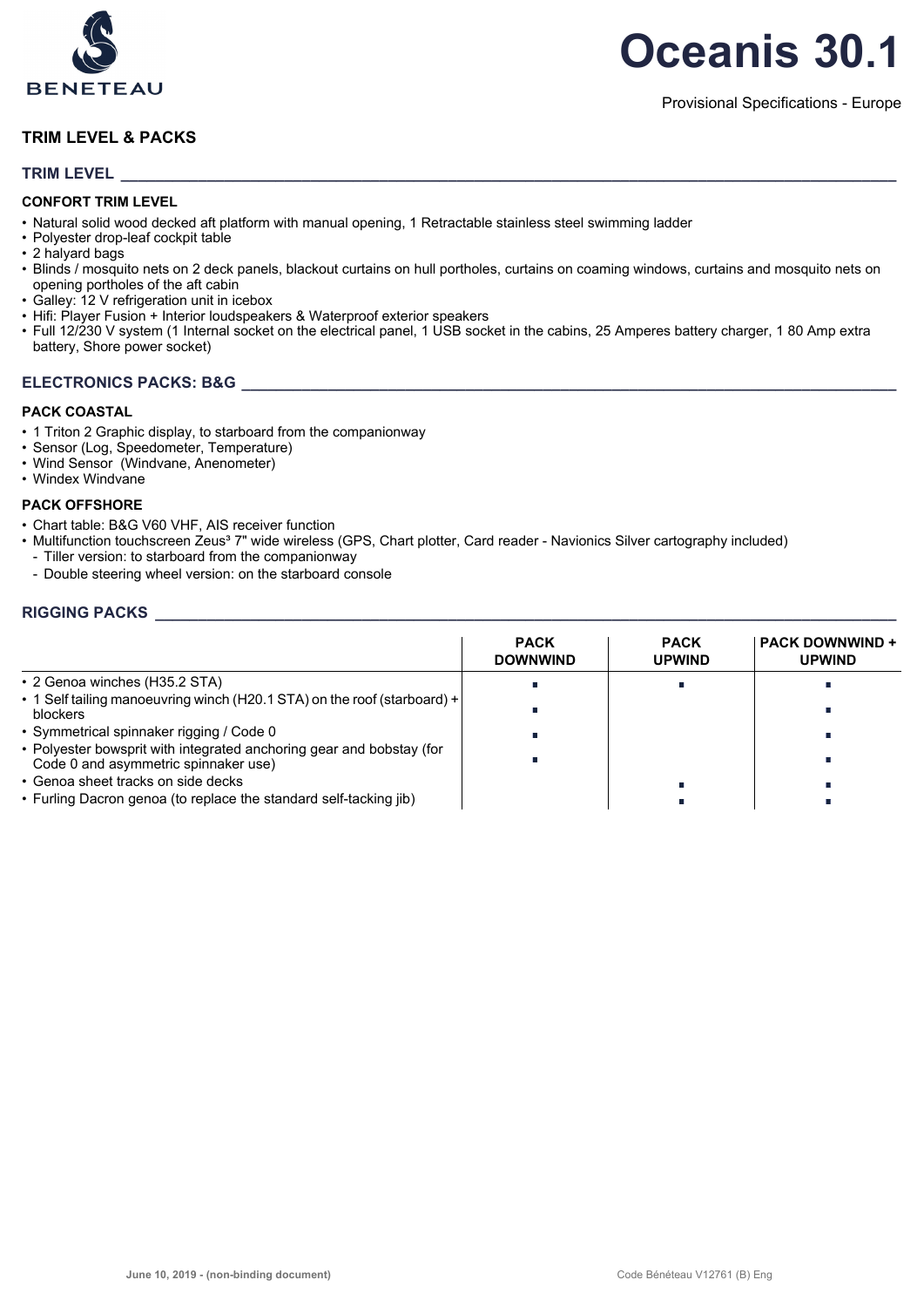# Oceanis 30.1

Provisional Specifications - Europe

## TRIM LEVEL & PACKS

### TRIM LEVEL

**CONFORT TRIM LEVEL**

- Natural solid wood decked aft platform with manual opening, 1 Retractable stainless steel swimming ladder
- Polyester drop-leaf cockpit table
- 2 halyard bags
- Blinds / mosquito nets on 2 deck panels, blackout curtains on hull portholes, curtains on coaming windows, curtains and mosquito nets on opening portholes of the aft cabin
- Galley: 12 V refrigeration unit in icebox
- Hifi: Player Fusion + Interior loudspeakers & Waterproof exterior speakers
- Full 12/230 V system (1 Internal socket on the electrical panel, 1 USB socket in the cabins, 25 Amperes battery charger, 1 80 Amp extra battery, Shore power socket)

### ELECTRONICS PACKS: B&G

**PACK COASTAL**

- 1 Triton 2 Graphic display, to starboard from the companionway
- Sensor (Log, Speedometer, Temperature)
- Wind Sensor (Windvane, Anenometer)
- Windex Windvane

**PACK OFFSHORE**

- Chart table: B&G V60 VHF, AIS receiver function
- Multifunction touchscreen Zeus³ 7" wide wireless (GPS, Chart plotter, Card reader - Navionics Silver cartography included)
  - Tiller version: to starboard from the companionway
  - Double steering wheel version: on the starboard console

### RIGGING PACKS

| | PACK DOWNWIND | PACK UPWIND | PACK DOWNWIND + UPWIND |
|---|---|---|---|
| • 2 Genoa winches (H35.2 STA) | ▪ | ▪ | ▪ |
| • 1 Self tailing manoeuvring winch (H20.1 STA) on the roof (starboard) + blockers | ▪ | | ▪ |
| • Symmetrical spinnaker rigging / Code 0 | ▪ | | ▪ |
| • Polyester bowsprit with integrated anchoring gear and bobstay (for Code 0 and asymmetric spinnaker use) | ▪ | | ▪ |
| • Genoa sheet tracks on side decks | | ▪ | ▪ |
| • Furling Dacron genoa (to replace the standard self-tacking jib) | | ▪ | ▪ |

June 10, 2019 - (non-binding document) Code Bénéteau V12761 (B) Eng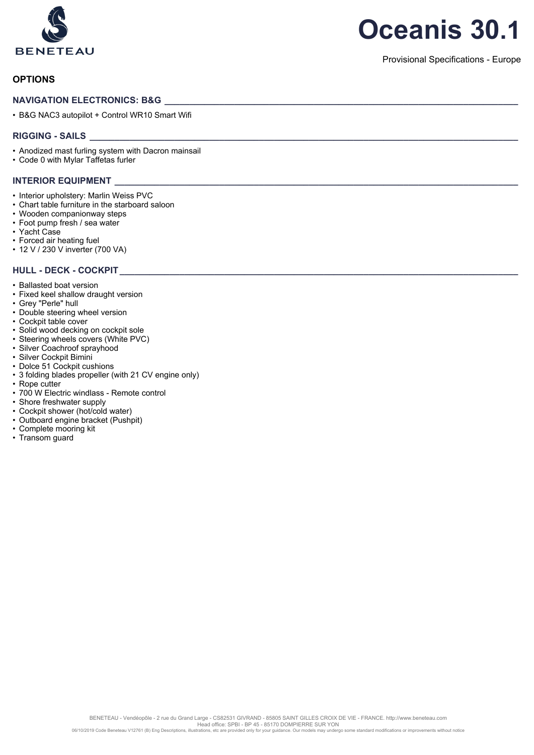# Oceanis 30.1

Provisional Specifications - Europe

## OPTIONS

### NAVIGATION ELECTRONICS: B&G

- B&G NAC3 autopilot + Control WR10 Smart Wifi

### RIGGING - SAILS

- Anodized mast furling system with Dacron mainsail
- Code 0 with Mylar Taffetas furler

### INTERIOR EQUIPMENT

- Interior upholstery: Marlin Weiss PVC
- Chart table furniture in the starboard saloon
- Wooden companionway steps
- Foot pump fresh / sea water
- Yacht Case
- Forced air heating fuel
- 12 V / 230 V inverter (700 VA)

### HULL - DECK - COCKPIT

- Ballasted boat version
- Fixed keel shallow draught version
- Grey "Perle" hull
- Double steering wheel version
- Cockpit table cover
- Solid wood decking on cockpit sole
- Steering wheels covers (White PVC)
- Silver Coachroof sprayhood
- Silver Cockpit Bimini
- Dolce 51 Cockpit cushions
- 3 folding blades propeller (with 21 CV engine only)
- Rope cutter
- 700 W Electric windlass - Remote control
- Shore freshwater supply
- Cockpit shower (hot/cold water)
- Outboard engine bracket (Pushpit)
- Complete mooring kit
- Transom guard